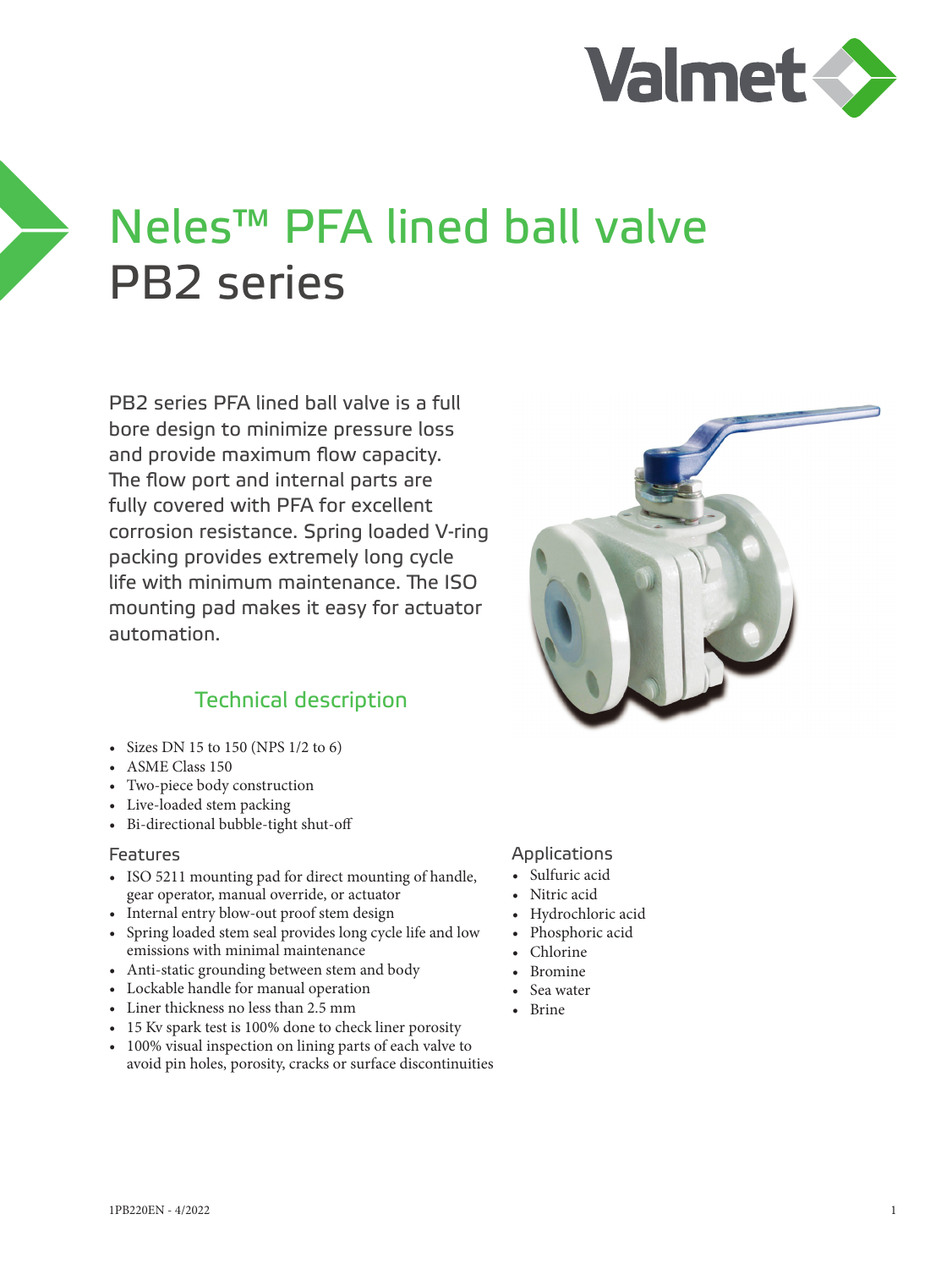# Neles™ PFA lined ball valve
# PB2 series

PB2 series PFA lined ball valve is a full bore design to minimize pressure loss and provide maximum flow capacity. The flow port and internal parts are fully covered with PFA for excellent corrosion resistance. Spring loaded V-ring packing provides extremely long cycle life with minimum maintenance. The ISO mounting pad makes it easy for actuator automation.

## Technical description

- Sizes DN 15 to 150 (NPS 1/2 to 6)
- ASME Class 150
- Two-piece body construction
- Live-loaded stem packing
- Bi-directional bubble-tight shut-off

### Features

- ISO 5211 mounting pad for direct mounting of handle, gear operator, manual override, or actuator
- Internal entry blow-out proof stem design
- Spring loaded stem seal provides long cycle life and low emissions with minimal maintenance
- Anti-static grounding between stem and body
- Lockable handle for manual operation
- Liner thickness no less than 2.5 mm
- 15 Kv spark test is 100% done to check liner porosity
- 100% visual inspection on lining parts of each valve to avoid pin holes, porosity, cracks or surface discontinuities

### Applications

- Sulfuric acid
- Nitric acid
- Hydrochloric acid
- Phosphoric acid
- Chlorine
- Bromine
- Sea water
- Brine

1PB220EN - 4/2022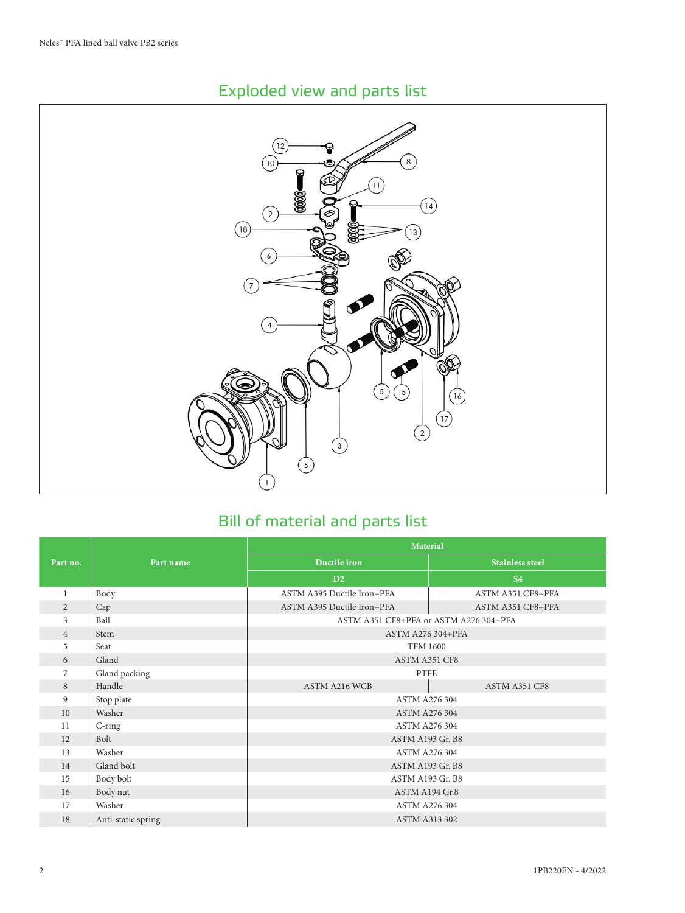## Exploded view and parts list

## Bill of material and parts list

| Part no. | Part name | Material | |
|---|---|---|---|
| | | Ductile iron | Stainless steel |
| | | D2 | S4 |
| 1 | Body | ASTM A395 Ductile Iron+PFA | ASTM A351 CF8+PFA |
| 2 | Cap | ASTM A395 Ductile Iron+PFA | ASTM A351 CF8+PFA |
| 3 | Ball | ASTM A351 CF8+PFA or ASTM A276 304+PFA | |
| 4 | Stem | ASTM A276 304+PFA | |
| 5 | Seat | TFM 1600 | |
| 6 | Gland | ASTM A351 CF8 | |
| 7 | Gland packing | PTFE | |
| 8 | Handle | ASTM A216 WCB | ASTM A351 CF8 |
| 9 | Stop plate | ASTM A276 304 | |
| 10 | Washer | ASTM A276 304 | |
| 11 | C-ring | ASTM A276 304 | |
| 12 | Bolt | ASTM A193 Gr. B8 | |
| 13 | Washer | ASTM A276 304 | |
| 14 | Gland bolt | ASTM A193 Gr. B8 | |
| 15 | Body bolt | ASTM A193 Gr. B8 | |
| 16 | Body nut | ASTM A194 Gr.8 | |
| 17 | Washer | ASTM A276 304 | |
| 18 | Anti-static spring | ASTM A313 302 | |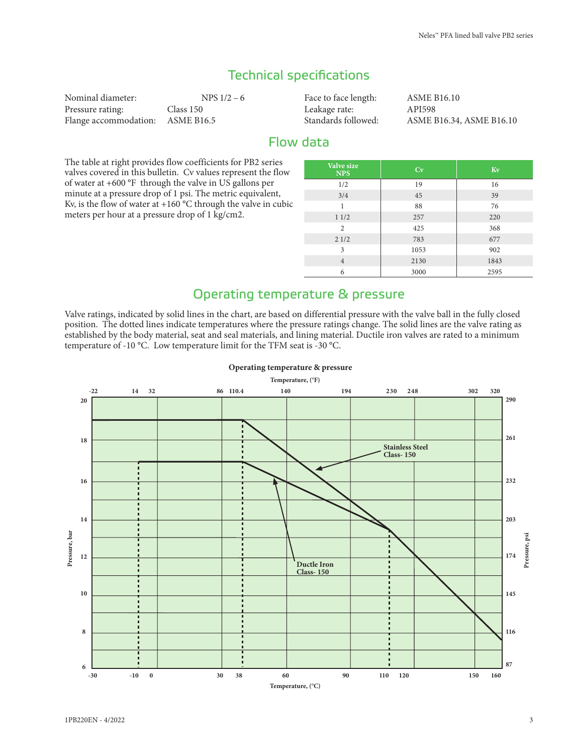## Technical specifications

| | | | |
|---|---|---|---|
| Nominal diameter: | NPS 1/2 – 6 | Face to face length: | ASME B16.10 |
| Pressure rating: | Class 150 | Leakage rate: | API598 |
| Flange accommodation: | ASME B16.5 | Standards followed: | ASME B16.34, ASME B16.10 |

## Flow data

The table at right provides flow coefficients for PB2 series valves covered in this bulletin. Cv values represent the flow of water at +600 °F through the valve in US gallons per minute at a pressure drop of 1 psi. The metric equivalent, Kv, is the flow of water at +160 °C through the valve in cubic meters per hour at a pressure drop of 1 kg/cm2.

| Valve size NPS | Cv | Kv |
|---|---|---|
| 1/2 | 19 | 16 |
| 3/4 | 45 | 39 |
| 1 | 88 | 76 |
| 1 1/2 | 257 | 220 |
| 2 | 425 | 368 |
| 2 1/2 | 783 | 677 |
| 3 | 1053 | 902 |
| 4 | 2130 | 1843 |
| 6 | 3000 | 2595 |

## Operating temperature & pressure

Valve ratings, indicated by solid lines in the chart, are based on differential pressure with the valve ball in the fully closed position. The dotted lines indicate temperatures where the pressure ratings change. The solid lines are the valve rating as established by the body material, seat and seal materials, and lining material. Ductile iron valves are rated to a minimum temperature of -10 °C. Low temperature limit for the TFM seat is -30 °C.

**Operating temperature & pressure**

Temperature, (°F): -22, 14, 32, 86, 110.4, 140, 194, 230, 248, 302, 320

Pressure, bar: 6, 8, 10, 12, 14, 16, 18, 20

Pressure, psi: 87, 116, 145, 174, 203, 232, 261, 290

Stainless Steel Class- 150

Ductle Iron Class- 150

Temperature, (°C): -30, -10, 0, 30, 38, 60, 90, 110, 120, 150, 160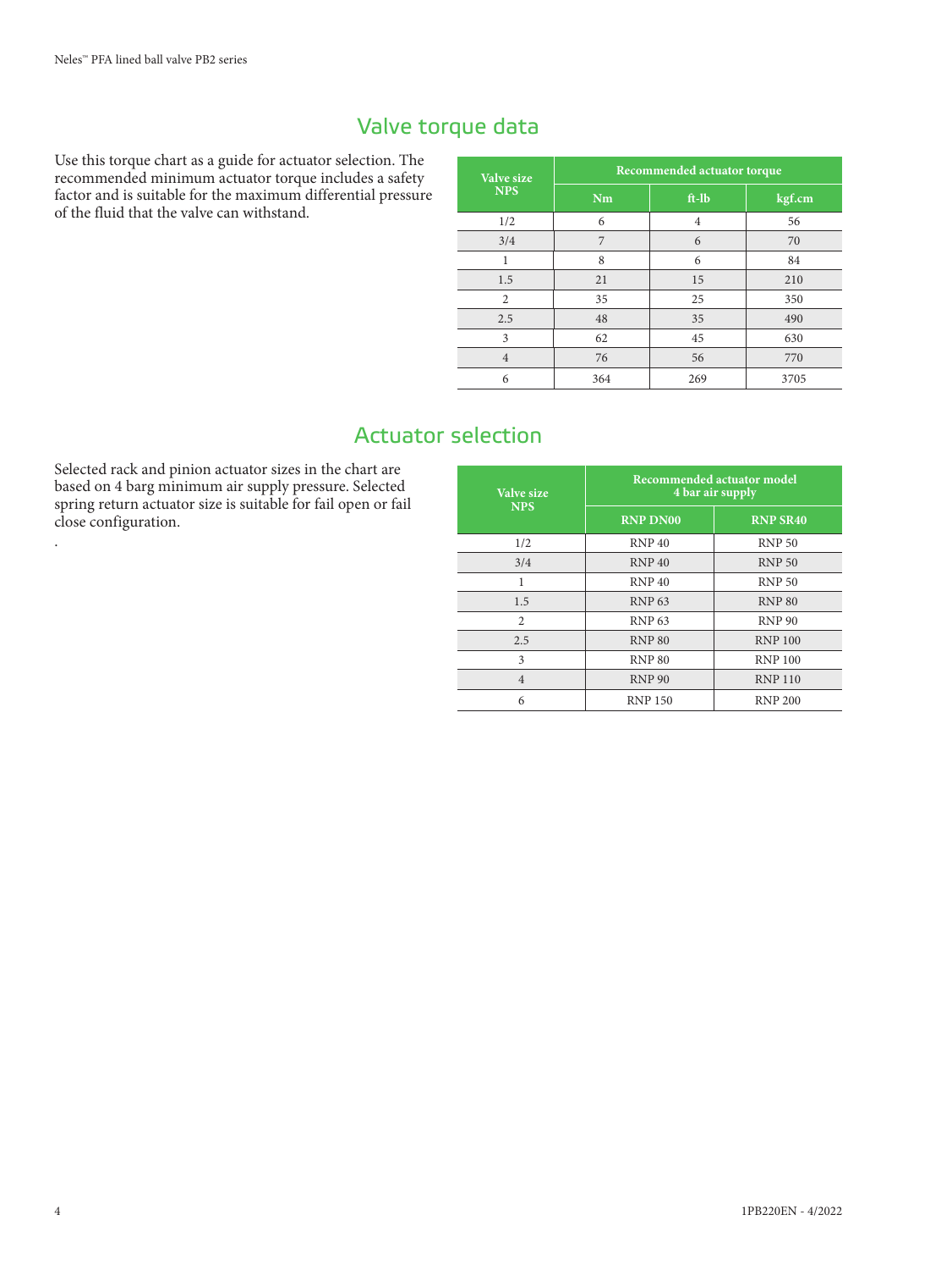## Valve torque data

Use this torque chart as a guide for actuator selection. The recommended minimum actuator torque includes a safety factor and is suitable for the maximum differential pressure of the fluid that the valve can withstand.

| Valve size NPS | Recommended actuator torque | | |
|---|---|---|---|
| | Nm | ft-lb | kgf.cm |
| 1/2 | 6 | 4 | 56 |
| 3/4 | 7 | 6 | 70 |
| 1 | 8 | 6 | 84 |
| 1.5 | 21 | 15 | 210 |
| 2 | 35 | 25 | 350 |
| 2.5 | 48 | 35 | 490 |
| 3 | 62 | 45 | 630 |
| 4 | 76 | 56 | 770 |
| 6 | 364 | 269 | 3705 |

## Actuator selection

Selected rack and pinion actuator sizes in the chart are based on 4 barg minimum air supply pressure. Selected spring return actuator size is suitable for fail open or fail close configuration.

.

| Valve size NPS | Recommended actuator model 4 bar air supply | |
|---|---|---|
| | RNP DN00 | RNP SR40 |
| 1/2 | RNP 40 | RNP 50 |
| 3/4 | RNP 40 | RNP 50 |
| 1 | RNP 40 | RNP 50 |
| 1.5 | RNP 63 | RNP 80 |
| 2 | RNP 63 | RNP 90 |
| 2.5 | RNP 80 | RNP 100 |
| 3 | RNP 80 | RNP 100 |
| 4 | RNP 90 | RNP 110 |
| 6 | RNP 150 | RNP 200 |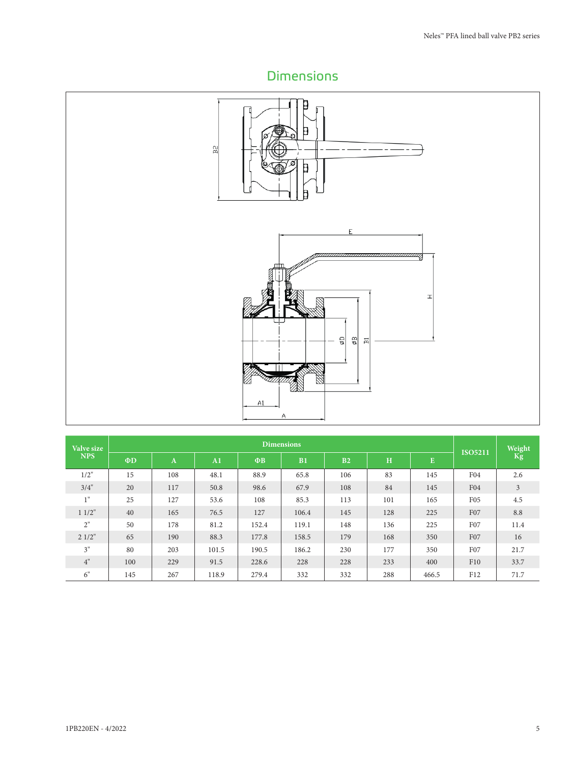## Dimensions

| Valve size NPS | Dimensions | | | | | | | | ISO5211 | Weight Kg |
|---|---|---|---|---|---|---|---|---|---|---|
| | ΦD | A | A1 | ΦB | B1 | B2 | H | E | | |
| 1/2" | 15 | 108 | 48.1 | 88.9 | 65.8 | 106 | 83 | 145 | F04 | 2.6 |
| 3/4" | 20 | 117 | 50.8 | 98.6 | 67.9 | 108 | 84 | 145 | F04 | 3 |
| 1" | 25 | 127 | 53.6 | 108 | 85.3 | 113 | 101 | 165 | F05 | 4.5 |
| 1 1/2" | 40 | 165 | 76.5 | 127 | 106.4 | 145 | 128 | 225 | F07 | 8.8 |
| 2" | 50 | 178 | 81.2 | 152.4 | 119.1 | 148 | 136 | 225 | F07 | 11.4 |
| 2 1/2" | 65 | 190 | 88.3 | 177.8 | 158.5 | 179 | 168 | 350 | F07 | 16 |
| 3" | 80 | 203 | 101.5 | 190.5 | 186.2 | 230 | 177 | 350 | F07 | 21.7 |
| 4" | 100 | 229 | 91.5 | 228.6 | 228 | 228 | 233 | 400 | F10 | 33.7 |
| 6" | 145 | 267 | 118.9 | 279.4 | 332 | 332 | 288 | 466.5 | F12 | 71.7 |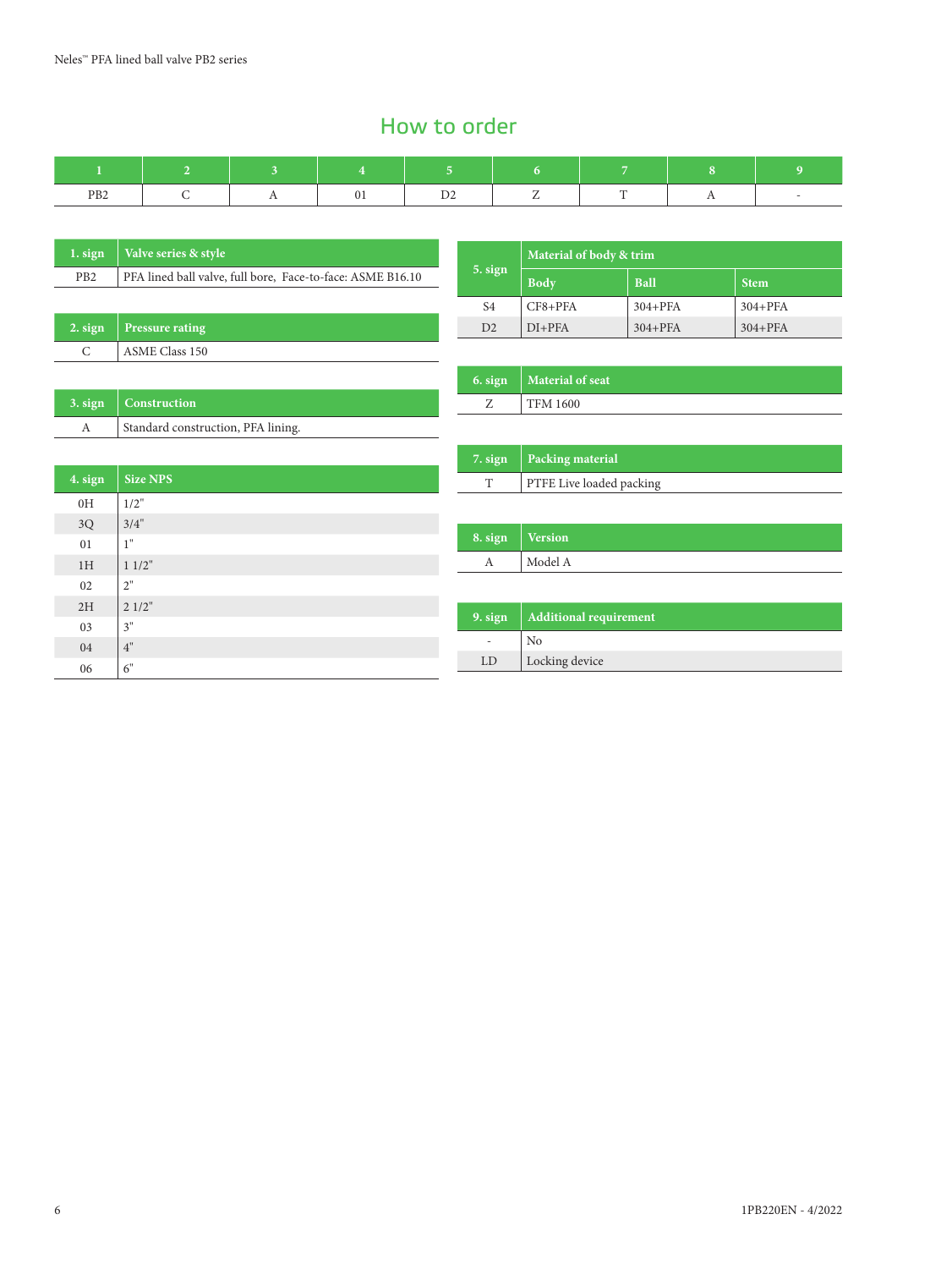# How to order

| 1 | 2 | 3 | 4 | 5 | 6 | 7 | 8 | 9 |
|---|---|---|---|---|---|---|---|---|
| PB2 | C | A | 01 | D2 | Z | T | A | - |

| 1. sign | Valve series & style |
|---|---|
| PB2 | PFA lined ball valve, full bore, Face-to-face: ASME B16.10 |

| 2. sign | Pressure rating |
|---|---|
| C | ASME Class 150 |

| 3. sign | Construction |
|---|---|
| A | Standard construction, PFA lining. |

| 4. sign | Size NPS |
|---|---|
| 0H | 1/2" |
| 3Q | 3/4" |
| 01 | 1" |
| 1H | 1 1/2" |
| 02 | 2" |
| 2H | 2 1/2" |
| 03 | 3" |
| 04 | 4" |
| 06 | 6" |

| 5. sign | Material of body & trim | | |
|---|---|---|---|
| | Body | Ball | Stem |
| S4 | CF8+PFA | 304+PFA | 304+PFA |
| D2 | DI+PFA | 304+PFA | 304+PFA |

| 6. sign | Material of seat |
|---|---|
| Z | TFM 1600 |

| 7. sign | Packing material |
|---|---|
| T | PTFE Live loaded packing |

| 8. sign | Version |
|---|---|
| A | Model A |

| 9. sign | Additional requirement |
|---|---|
| - | No |
| LD | Locking device |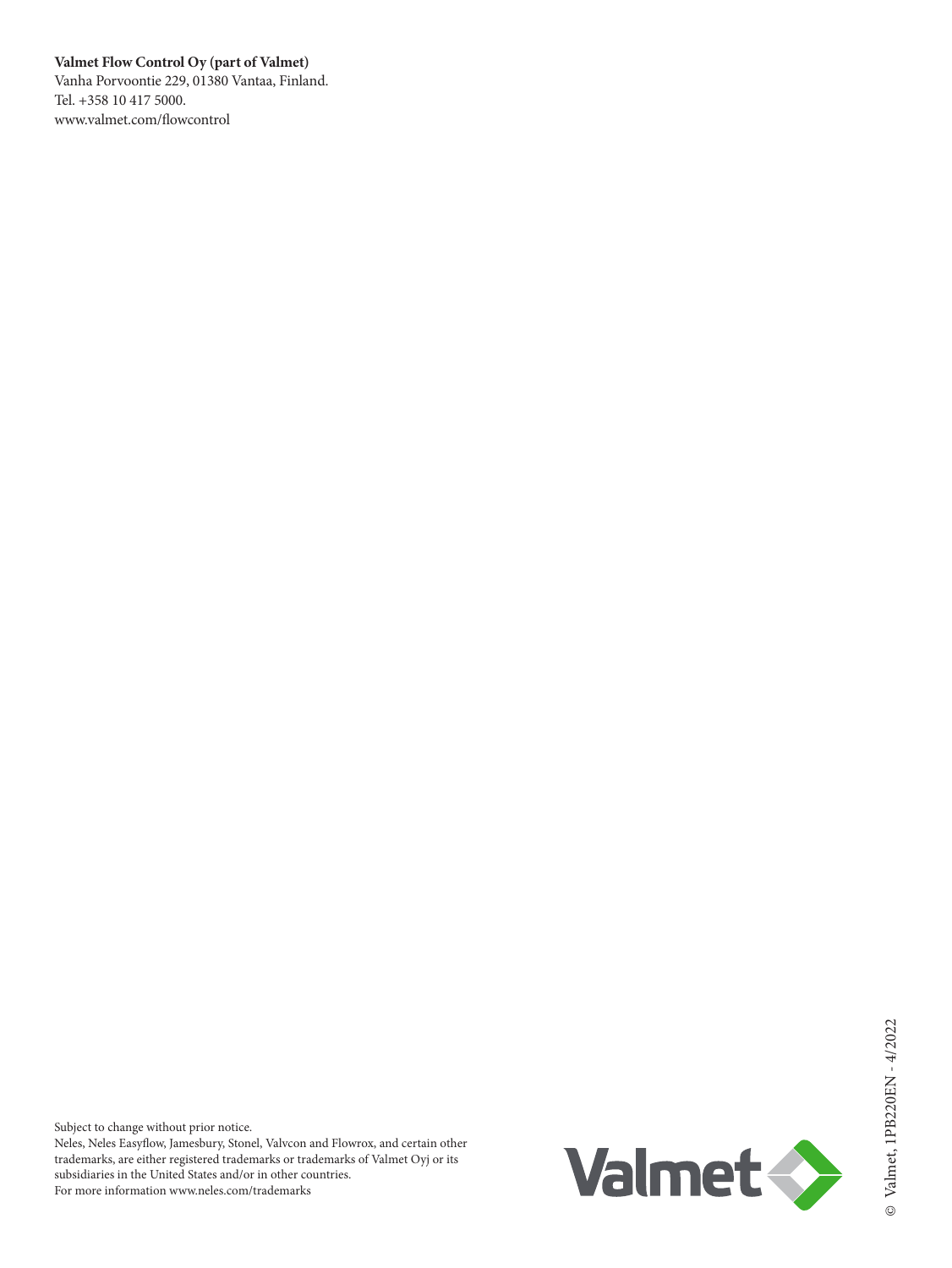**Valmet Flow Control Oy (part of Valmet)**
Vanha Porvoontie 229, 01380 Vantaa, Finland.
Tel. +358 10 417 5000.
www.valmet.com/flowcontrol

Subject to change without prior notice.
Neles, Neles Easyflow, Jamesbury, Stonel, Valvcon and Flowrox, and certain other trademarks, are either registered trademarks or trademarks of Valmet Oyj or its subsidiaries in the United States and/or in other countries.
For more information www.neles.com/trademarks

© Valmet, 1PB220EN - 4/2022